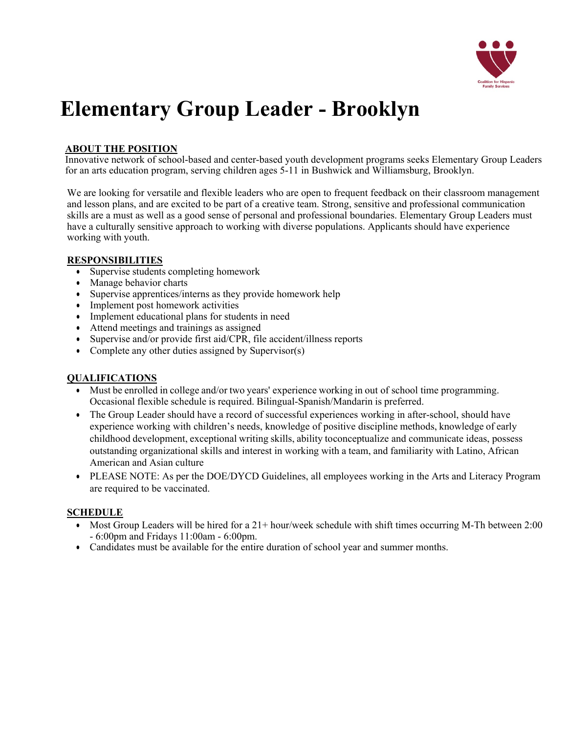# Elementary Group Leader - Brooklyn

## ABOUT THE POSITION

Innovative network of school-based and center-based youth development programs seeks Elementary Group Leaders for an arts education program, serving children ages 5-11 in Bushwick and Williamsburg, Brooklyn.

We are looking for versatile and flexible leaders who are open to frequent feedback on their classroom management and lesson plans, and are excited to be part of a creative team. Strong, sensitive and professional communication skills are a must as well as a good sense of personal and professional boundaries. Elementary Group Leaders must have a culturally sensitive approach to working with diverse populations. Applicants should have experience working with youth.

## RESPONSIBILITIES

- Supervise students completing homework
- Manage behavior charts
- Supervise apprentices/interns as they provide homework help
- Implement post homework activities
- Implement educational plans for students in need
- Attend meetings and trainings as assigned
- Supervise and/or provide first aid/CPR, file accident/illness reports
- Complete any other duties assigned by Supervisor(s)

## QUALIFICATIONS

- Must be enrolled in college and/or two years' experience working in out of school time programming. Occasional flexible schedule is required. Bilingual-Spanish/Mandarin is preferred.
- The Group Leader should have a record of successful experiences working in after-school, should have experience working with children's needs, knowledge of positive discipline methods, knowledge of early childhood development, exceptional writing skills, ability toconceptualize and communicate ideas, possess outstanding organizational skills and interest in working with a team, and familiarity with Latino, African American and Asian culture
- PLEASE NOTE: As per the DOE/DYCD Guidelines, all employees working in the Arts and Literacy Program are required to be vaccinated.

## SCHEDULE

- Most Group Leaders will be hired for a 21+ hour/week schedule with shift times occurring M-Th between 2:00 - 6:00pm and Fridays 11:00am - 6:00pm.
- Candidates must be available for the entire duration of school year and summer months.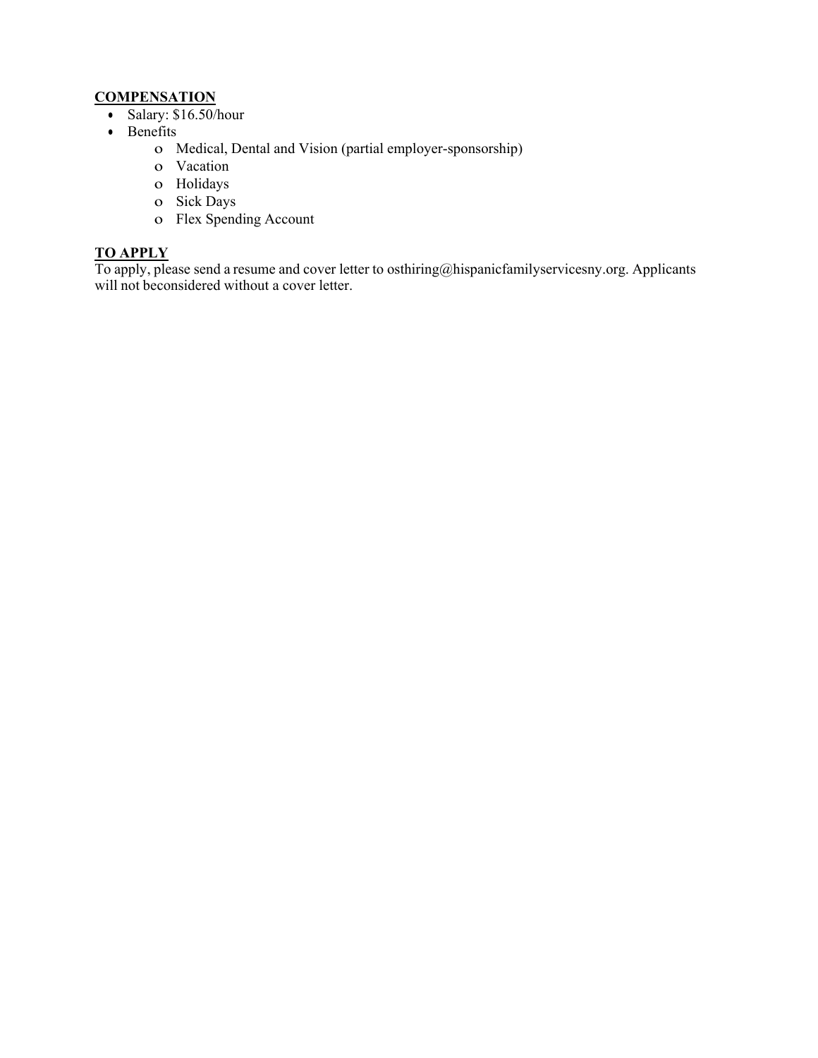**COMPENSATION**

- Salary: $16.50/hour
- Benefits
  - Medical, Dental and Vision (partial employer-sponsorship)
  - Vacation
  - Holidays
  - Sick Days
  - Flex Spending Account

**TO APPLY**

To apply, please send a resume and cover letter to osthiring@hispanicfamilyservicesny.org. Applicants will not beconsidered without a cover letter.